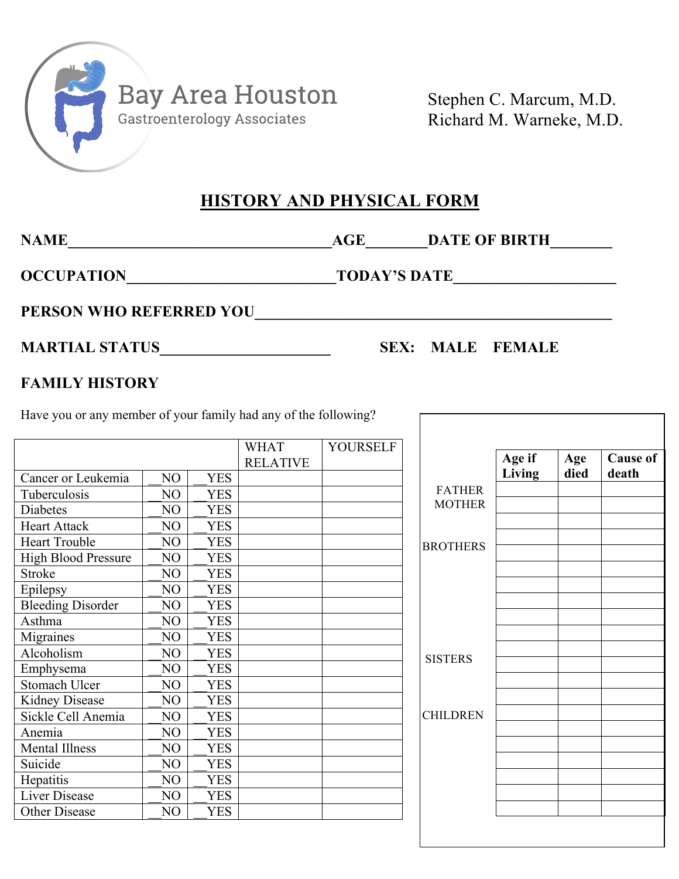Bay Area Houston
Gastroenterology Associates

Stephen C. Marcum, M.D.
Richard M. Warneke, M.D.

# HISTORY AND PHYSICAL FORM

**NAME**___________________________________**AGE**________**DATE OF BIRTH**________

**OCCUPATION**____________________________**TODAY'S DATE**_____________________

**PERSON WHO REFERRED YOU**________________________________________________

**MARTIAL STATUS**______________________ **SEX: MALE FEMALE**

## FAMILY HISTORY

Have you or any member of your family had any of the following?

| | | | WHAT RELATIVE | YOURSELF |
|---|---|---|---|---|
| Cancer or Leukemia | __NO | __YES | | |
| Tuberculosis | __NO | __YES | | |
| Diabetes | __NO | __YES | | |
| Heart Attack | __NO | __YES | | |
| Heart Trouble | __NO | __YES | | |
| High Blood Pressure | __NO | __YES | | |
| Stroke | __NO | __YES | | |
| Epilepsy | __NO | __YES | | |
| Bleeding Disorder | __NO | __YES | | |
| Asthma | __NO | __YES | | |
| Migraines | __NO | __YES | | |
| Alcoholism | __NO | __YES | | |
| Emphysema | __NO | __YES | | |
| Stomach Ulcer | __NO | __YES | | |
| Kidney Disease | __NO | __YES | | |
| Sickle Cell Anemia | __NO | __YES | | |
| Anemia | __NO | __YES | | |
| Mental Illness | __NO | __YES | | |
| Suicide | __NO | __YES | | |
| Hepatitis | __NO | __YES | | |
| Liver Disease | __NO | __YES | | |
| Other Disease | __NO | __YES | | |

| | Age if Living | Age died | Cause of death |
|---|---|---|---|
| FATHER | | | |
| MOTHER | | | |
| | | | |
| | | | |
| BROTHERS | | | |
| | | | |
| | | | |
| | | | |
| | | | |
| | | | |
| | | | |
| SISTERS | | | |
| | | | |
| | | | |
| CHILDREN | | | |
| | | | |
| | | | |
| | | | |
| | | | |
| | | | |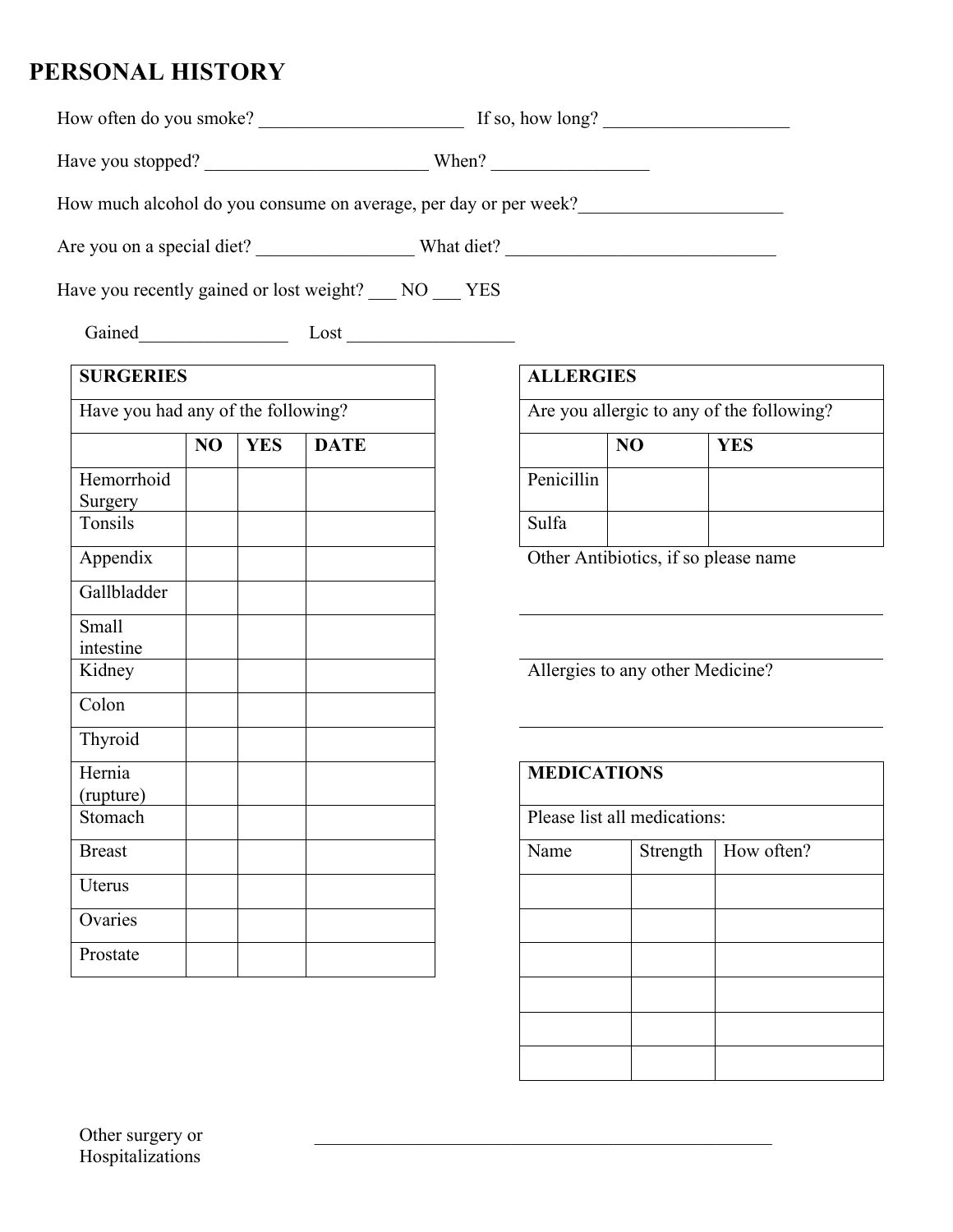# PERSONAL HISTORY

How often do you smoke? ______________________ If so, how long? ____________________

Have you stopped? ________________________ When? _________________

How much alcohol do you consume on average, per day or per week?______________________

Are you on a special diet? _________________ What diet? ______________________________

Have you recently gained or lost weight? ___ NO ___ YES

Gained________________ Lost __________________

| **SURGERIES** | | | |
|---|---|---|---|
| Have you had any of the following? | | | |
| | **NO** | **YES** | **DATE** |
| Hemorrhoid Surgery | | | |
| Tonsils | | | |
| Appendix | | | |
| Gallbladder | | | |
| Small intestine | | | |
| Kidney | | | |
| Colon | | | |
| Thyroid | | | |
| Hernia (rupture) | | | |
| Stomach | | | |
| Breast | | | |
| Uterus | | | |
| Ovaries | | | |
| Prostate | | | |

| **ALLERGIES** | | |
|---|---|---|
| Are you allergic to any of the following? | | |
| | **NO** | **YES** |
| Penicillin | | |
| Sulfa | | |

Other Antibiotics, if so please name

______________________________________

______________________________________

Allergies to any other Medicine?

______________________________________

| **MEDICATIONS** | | |
|---|---|---|
| Please list all medications: | | |
| Name | Strength | How often? |
| | | |
| | | |
| | | |
| | | |
| | | |
| | | |

Other surgery or Hospitalizations _____________________________________________________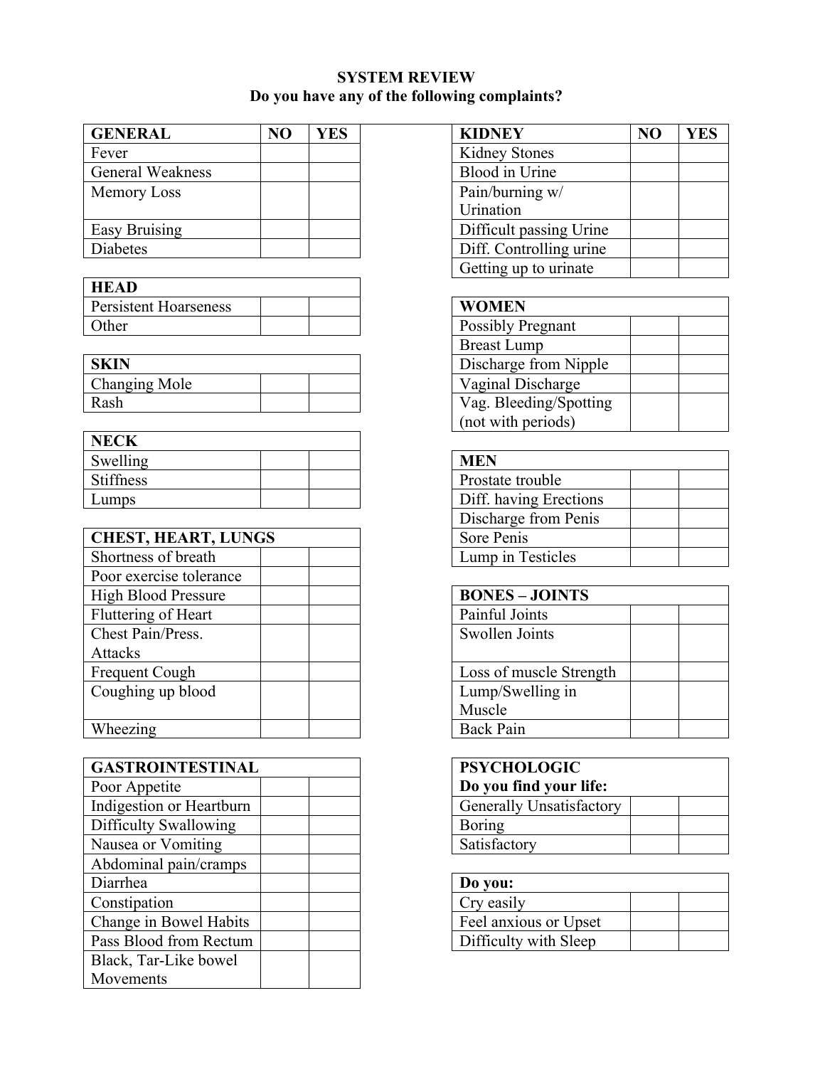**SYSTEM REVIEW**
**Do you have any of the following complaints?**

| GENERAL | NO | YES |
|---|---|---|
| Fever | | |
| General Weakness | | |
| Memory Loss | | |
| Easy Bruising | | |
| Diabetes | | |

| HEAD | | |
|---|---|---|
| Persistent Hoarseness | | |
| Other | | |

| SKIN | | |
|---|---|---|
| Changing Mole | | |
| Rash | | |

| NECK | | |
|---|---|---|
| Swelling | | |
| Stiffness | | |
| Lumps | | |

| CHEST, HEART, LUNGS | | |
|---|---|---|
| Shortness of breath | | |
| Poor exercise tolerance | | |
| High Blood Pressure | | |
| Fluttering of Heart | | |
| Chest Pain/Press. Attacks | | |
| Frequent Cough | | |
| Coughing up blood | | |
| Wheezing | | |

| GASTROINTESTINAL | | |
|---|---|---|
| Poor Appetite | | |
| Indigestion or Heartburn | | |
| Difficulty Swallowing | | |
| Nausea or Vomiting | | |
| Abdominal pain/cramps | | |
| Diarrhea | | |
| Constipation | | |
| Change in Bowel Habits | | |
| Pass Blood from Rectum | | |
| Black, Tar-Like bowel Movements | | |

| KIDNEY | NO | YES |
|---|---|---|
| Kidney Stones | | |
| Blood in Urine | | |
| Pain/burning w/ Urination | | |
| Difficult passing Urine | | |
| Diff. Controlling urine | | |
| Getting up to urinate | | |

| WOMEN | | |
|---|---|---|
| Possibly Pregnant | | |
| Breast Lump | | |
| Discharge from Nipple | | |
| Vaginal Discharge | | |
| Vag. Bleeding/Spotting (not with periods) | | |

| MEN | | |
|---|---|---|
| Prostate trouble | | |
| Diff. having Erections | | |
| Discharge from Penis | | |
| Sore Penis | | |
| Lump in Testicles | | |

| BONES – JOINTS | | |
|---|---|---|
| Painful Joints | | |
| Swollen Joints | | |
| Loss of muscle Strength | | |
| Lump/Swelling in Muscle | | |
| Back Pain | | |

| PSYCHOLOGIC Do you find your life: | | |
|---|---|---|
| Generally Unsatisfactory | | |
| Boring | | |
| Satisfactory | | |

| Do you: | | |
|---|---|---|
| Cry easily | | |
| Feel anxious or Upset | | |
| Difficulty with Sleep | | |